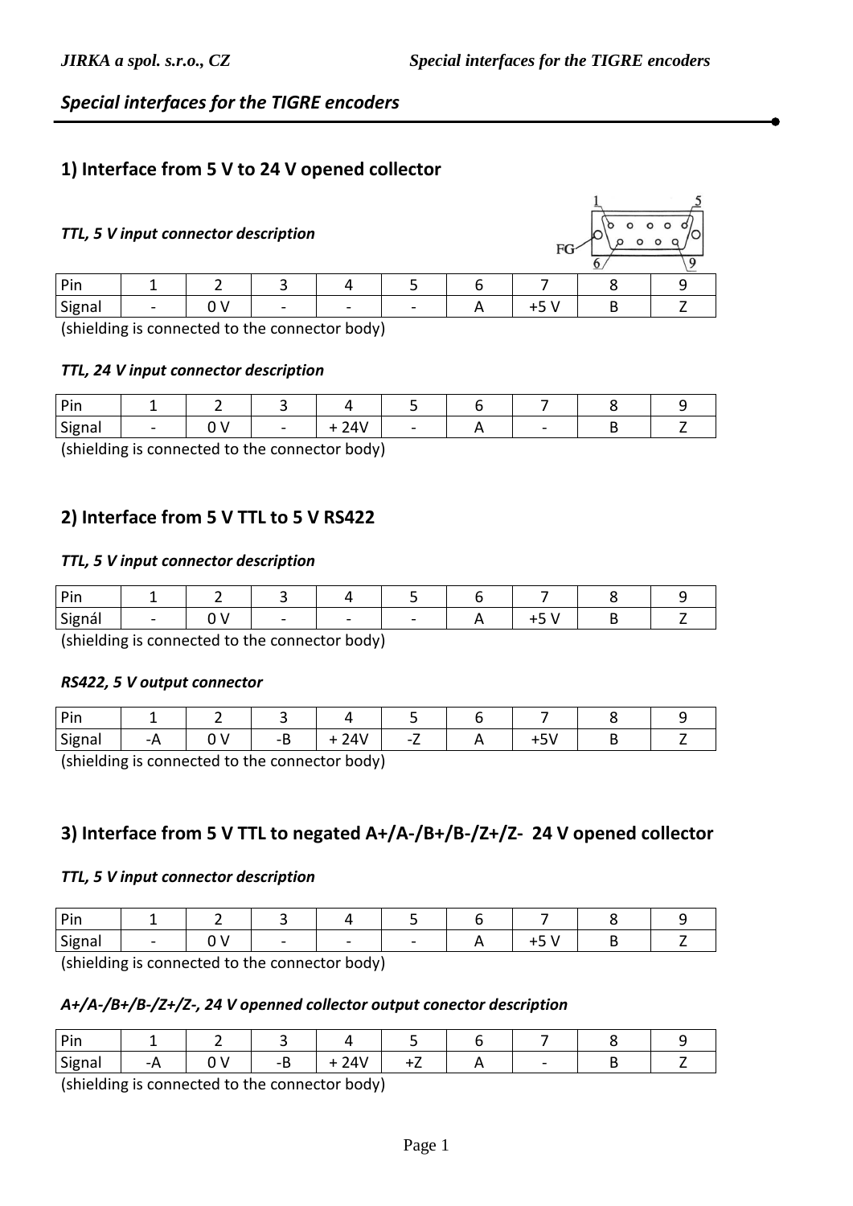## Special interfaces for the TIGRE encoders

### 1) Interface from 5 V to 24 V opened collector

*TTL, 5 V input connector description*

| Pin | 1 | 2 | 3 | 4 | 5 | 6 | 7 | 8 | 9 |
|---|---|---|---|---|---|---|---|---|---|
| Signal | - | 0 V | - | - | - | A | +5 V | B | Z |

(shielding is connected to the connector body)

*TTL, 24 V input connector description*

| Pin | 1 | 2 | 3 | 4 | 5 | 6 | 7 | 8 | 9 |
|---|---|---|---|---|---|---|---|---|---|
| Signal | - | 0 V | - | + 24V | - | A | - | B | Z |

(shielding is connected to the connector body)

### 2) Interface from 5 V TTL to 5 V RS422

*TTL, 5 V input connector description*

| Pin | 1 | 2 | 3 | 4 | 5 | 6 | 7 | 8 | 9 |
|---|---|---|---|---|---|---|---|---|---|
| Signál | - | 0 V | - | - | - | A | +5 V | B | Z |

(shielding is connected to the connector body)

*RS422, 5 V output connector*

| Pin | 1 | 2 | 3 | 4 | 5 | 6 | 7 | 8 | 9 |
|---|---|---|---|---|---|---|---|---|---|
| Signal | -A | 0 V | -B | + 24V | -Z | A | +5V | B | Z |

(shielding is connected to the connector body)

### 3) Interface from 5 V TTL to negated A+/A-/B+/B-/Z+/Z- 24 V opened collector

*TTL, 5 V input connector description*

| Pin | 1 | 2 | 3 | 4 | 5 | 6 | 7 | 8 | 9 |
|---|---|---|---|---|---|---|---|---|---|
| Signal | - | 0 V | - | - | - | A | +5 V | B | Z |

(shielding is connected to the connector body)

*A+/A-/B+/B-/Z+/Z-, 24 V openned collector output conector description*

| Pin | 1 | 2 | 3 | 4 | 5 | 6 | 7 | 8 | 9 |
|---|---|---|---|---|---|---|---|---|---|
| Signal | -A | 0 V | -B | + 24V | +Z | A | - | B | Z |

(shielding is connected to the connector body)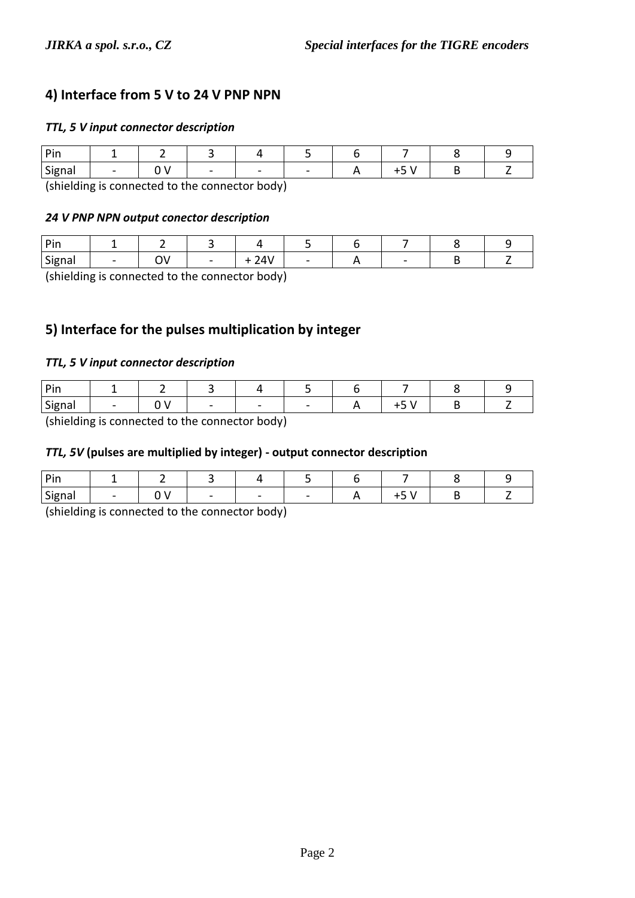## 4) Interface from 5 V to 24 V PNP NPN

### *TTL, 5 V input connector description*

| Pin | 1 | 2 | 3 | 4 | 5 | 6 | 7 | 8 | 9 |
|---|---|---|---|---|---|---|---|---|---|
| Signal | - | 0 V | - | - | - | A | +5 V | B | Z |

(shielding is connected to the connector body)

### *24 V PNP NPN output conector description*

| Pin | 1 | 2 | 3 | 4 | 5 | 6 | 7 | 8 | 9 |
|---|---|---|---|---|---|---|---|---|---|
| Signal | - | OV | - | + 24V | - | A | - | B | Z |

(shielding is connected to the connector body)

## 5) Interface for the pulses multiplication by integer

### *TTL, 5 V input connector description*

| Pin | 1 | 2 | 3 | 4 | 5 | 6 | 7 | 8 | 9 |
|---|---|---|---|---|---|---|---|---|---|
| Signal | - | 0 V | - | - | - | A | +5 V | B | Z |

(shielding is connected to the connector body)

### *TTL, 5V* (pulses are multiplied by integer) - output connector description

| Pin | 1 | 2 | 3 | 4 | 5 | 6 | 7 | 8 | 9 |
|---|---|---|---|---|---|---|---|---|---|
| Signal | - | 0 V | - | - | - | A | +5 V | B | Z |

(shielding is connected to the connector body)